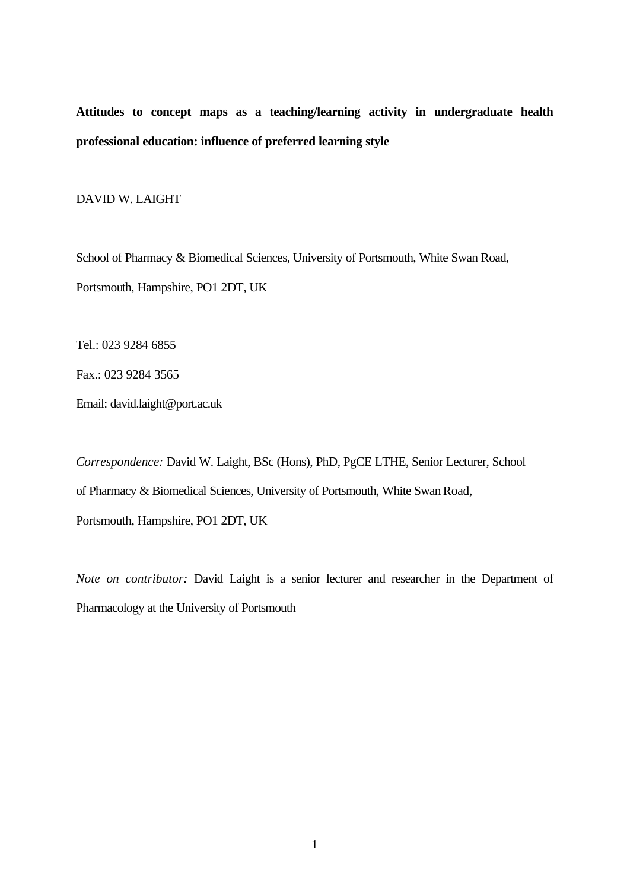# Attitudes to concept maps as a teaching/learning activity in undergraduate health professional education: influence of preferred learning style

DAVID W. LAIGHT

School of Pharmacy & Biomedical Sciences, University of Portsmouth, White Swan Road, Portsmouth, Hampshire, PO1 2DT, UK

Tel.: 023 9284 6855

Fax.: 023 9284 3565

Email: david.laight@port.ac.uk

*Correspondence:* David W. Laight, BSc (Hons), PhD, PgCE LTHE, Senior Lecturer, School of Pharmacy & Biomedical Sciences, University of Portsmouth, White Swan Road, Portsmouth, Hampshire, PO1 2DT, UK

*Note on contributor:* David Laight is a senior lecturer and researcher in the Department of Pharmacology at the University of Portsmouth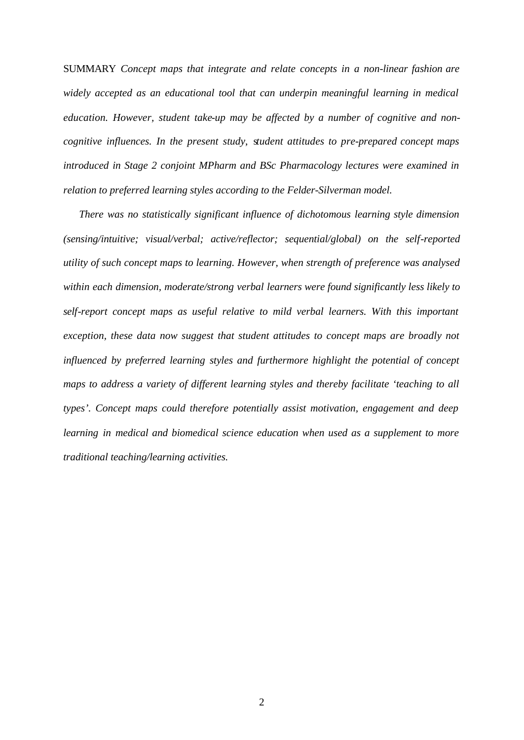SUMMARY *Concept maps that integrate and relate concepts in a non-linear fashion are widely accepted as an educational tool that can underpin meaningful learning in medical education. However, student take-up may be affected by a number of cognitive and non-cognitive influences. In the present study, student attitudes to pre-prepared concept maps introduced in Stage 2 conjoint MPharm and BSc Pharmacology lectures were examined in relation to preferred learning styles according to the Felder-Silverman model.*

*There was no statistically significant influence of dichotomous learning style dimension (sensing/intuitive; visual/verbal; active/reflector; sequential/global) on the self-reported utility of such concept maps to learning. However, when strength of preference was analysed within each dimension, moderate/strong verbal learners were found significantly less likely to self-report concept maps as useful relative to mild verbal learners. With this important exception, these data now suggest that student attitudes to concept maps are broadly not influenced by preferred learning styles and furthermore highlight the potential of concept maps to address a variety of different learning styles and thereby facilitate 'teaching to all types'. Concept maps could therefore potentially assist motivation, engagement and deep learning in medical and biomedical science education when used as a supplement to more traditional teaching/learning activities.*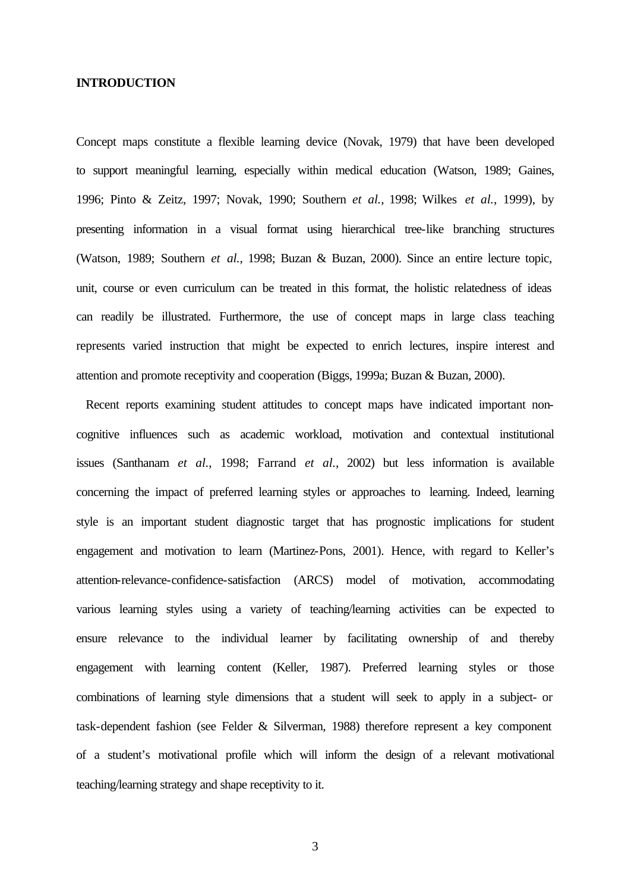## INTRODUCTION

Concept maps constitute a flexible learning device (Novak, 1979) that have been developed to support meaningful learning, especially within medical education (Watson, 1989; Gaines, 1996; Pinto & Zeitz, 1997; Novak, 1990; Southern *et al.*, 1998; Wilkes *et al.*, 1999), by presenting information in a visual format using hierarchical tree-like branching structures (Watson, 1989; Southern *et al.*, 1998; Buzan & Buzan, 2000). Since an entire lecture topic, unit, course or even curriculum can be treated in this format, the holistic relatedness of ideas can readily be illustrated. Furthermore, the use of concept maps in large class teaching represents varied instruction that might be expected to enrich lectures, inspire interest and attention and promote receptivity and cooperation (Biggs, 1999a; Buzan & Buzan, 2000).

Recent reports examining student attitudes to concept maps have indicated important non-cognitive influences such as academic workload, motivation and contextual institutional issues (Santhanam *et al.*, 1998; Farrand *et al.*, 2002) but less information is available concerning the impact of preferred learning styles or approaches to learning. Indeed, learning style is an important student diagnostic target that has prognostic implications for student engagement and motivation to learn (Martinez-Pons, 2001). Hence, with regard to Keller's attention-relevance-confidence-satisfaction (ARCS) model of motivation, accommodating various learning styles using a variety of teaching/learning activities can be expected to ensure relevance to the individual learner by facilitating ownership of and thereby engagement with learning content (Keller, 1987). Preferred learning styles or those combinations of learning style dimensions that a student will seek to apply in a subject- or task-dependent fashion (see Felder & Silverman, 1988) therefore represent a key component of a student's motivational profile which will inform the design of a relevant motivational teaching/learning strategy and shape receptivity to it.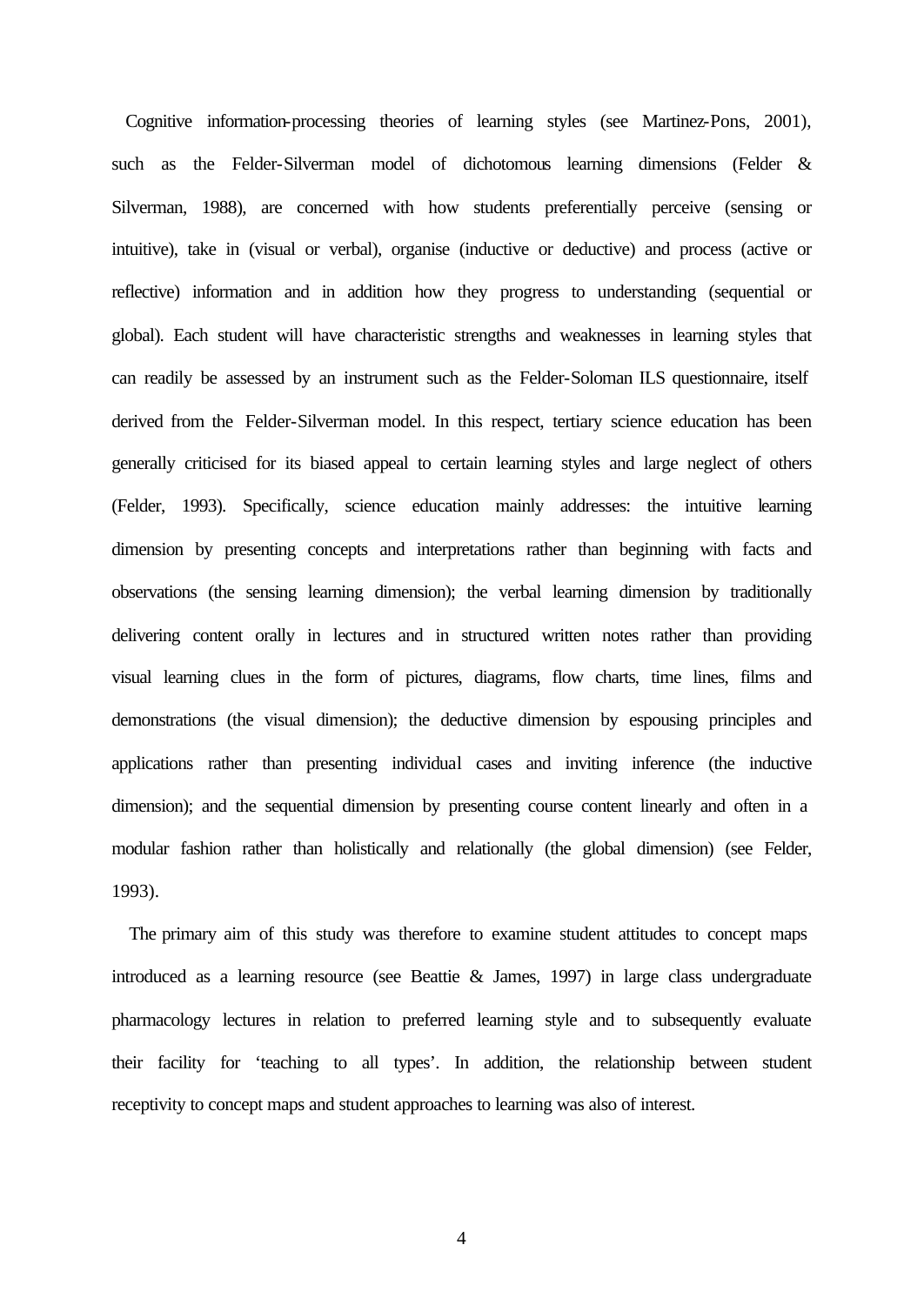Cognitive information-processing theories of learning styles (see Martinez-Pons, 2001), such as the Felder-Silverman model of dichotomous learning dimensions (Felder & Silverman, 1988), are concerned with how students preferentially perceive (sensing or intuitive), take in (visual or verbal), organise (inductive or deductive) and process (active or reflective) information and in addition how they progress to understanding (sequential or global). Each student will have characteristic strengths and weaknesses in learning styles that can readily be assessed by an instrument such as the Felder-Soloman ILS questionnaire, itself derived from the Felder-Silverman model. In this respect, tertiary science education has been generally criticised for its biased appeal to certain learning styles and large neglect of others (Felder, 1993). Specifically, science education mainly addresses: the intuitive learning dimension by presenting concepts and interpretations rather than beginning with facts and observations (the sensing learning dimension); the verbal learning dimension by traditionally delivering content orally in lectures and in structured written notes rather than providing visual learning clues in the form of pictures, diagrams, flow charts, time lines, films and demonstrations (the visual dimension); the deductive dimension by espousing principles and applications rather than presenting individual cases and inviting inference (the inductive dimension); and the sequential dimension by presenting course content linearly and often in a modular fashion rather than holistically and relationally (the global dimension) (see Felder, 1993).

The primary aim of this study was therefore to examine student attitudes to concept maps introduced as a learning resource (see Beattie & James, 1997) in large class undergraduate pharmacology lectures in relation to preferred learning style and to subsequently evaluate their facility for 'teaching to all types'. In addition, the relationship between student receptivity to concept maps and student approaches to learning was also of interest.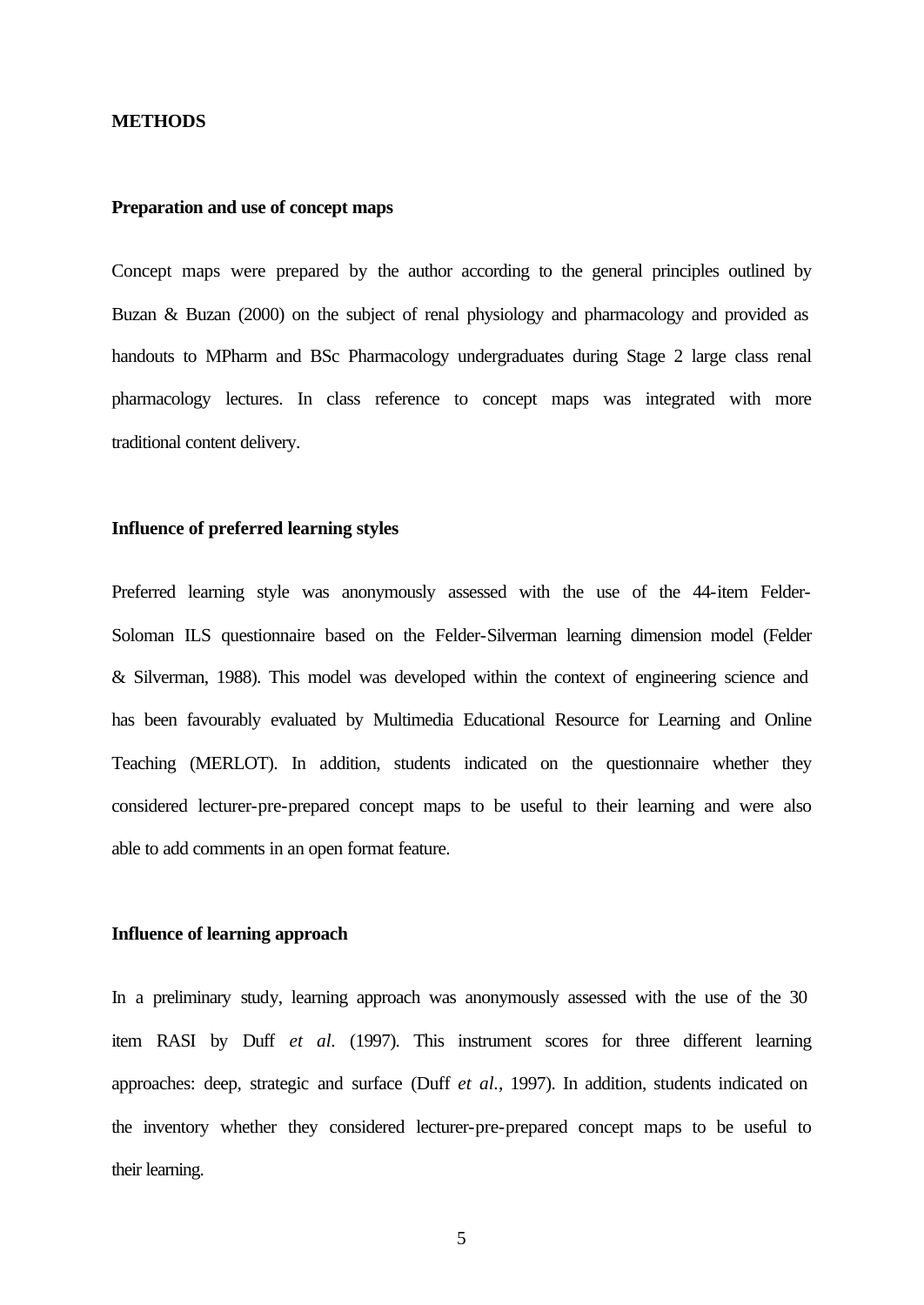## METHODS

### Preparation and use of concept maps

Concept maps were prepared by the author according to the general principles outlined by Buzan & Buzan (2000) on the subject of renal physiology and pharmacology and provided as handouts to MPharm and BSc Pharmacology undergraduates during Stage 2 large class renal pharmacology lectures. In class reference to concept maps was integrated with more traditional content delivery.

### Influence of preferred learning styles

Preferred learning style was anonymously assessed with the use of the 44-item Felder-Soloman ILS questionnaire based on the Felder-Silverman learning dimension model (Felder & Silverman, 1988). This model was developed within the context of engineering science and has been favourably evaluated by Multimedia Educational Resource for Learning and Online Teaching (MERLOT). In addition, students indicated on the questionnaire whether they considered lecturer-pre-prepared concept maps to be useful to their learning and were also able to add comments in an open format feature.

### Influence of learning approach

In a preliminary study, learning approach was anonymously assessed with the use of the 30 item RASI by Duff *et al.* (1997). This instrument scores for three different learning approaches: deep, strategic and surface (Duff *et al.*, 1997). In addition, students indicated on the inventory whether they considered lecturer-pre-prepared concept maps to be useful to their learning.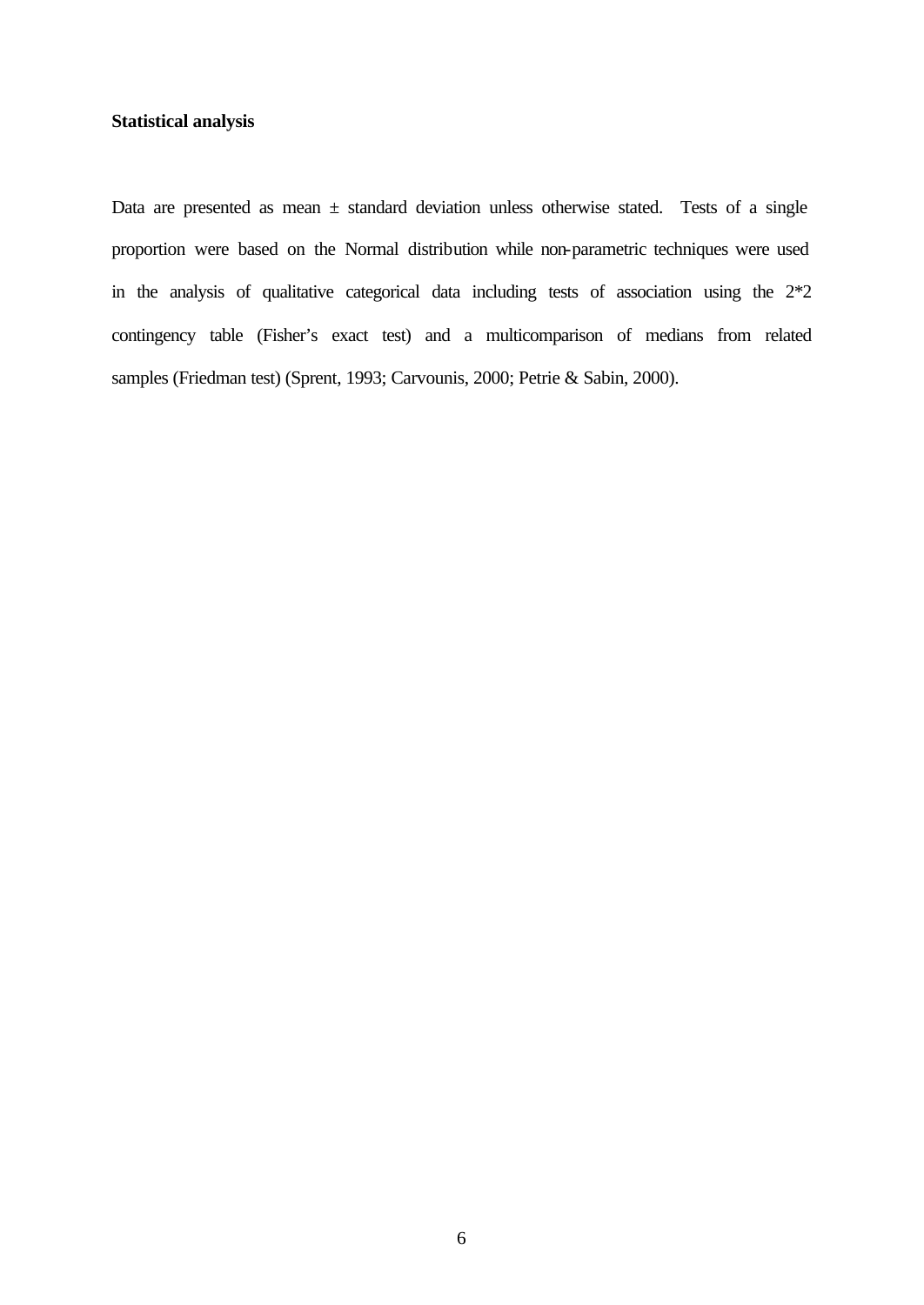**Statistical analysis**

Data are presented as mean ± standard deviation unless otherwise stated. Tests of a single proportion were based on the Normal distribution while non-parametric techniques were used in the analysis of qualitative categorical data including tests of association using the 2*2 contingency table (Fisher's exact test) and a multicomparison of medians from related samples (Friedman test) (Sprent, 1993; Carvounis, 2000; Petrie & Sabin, 2000).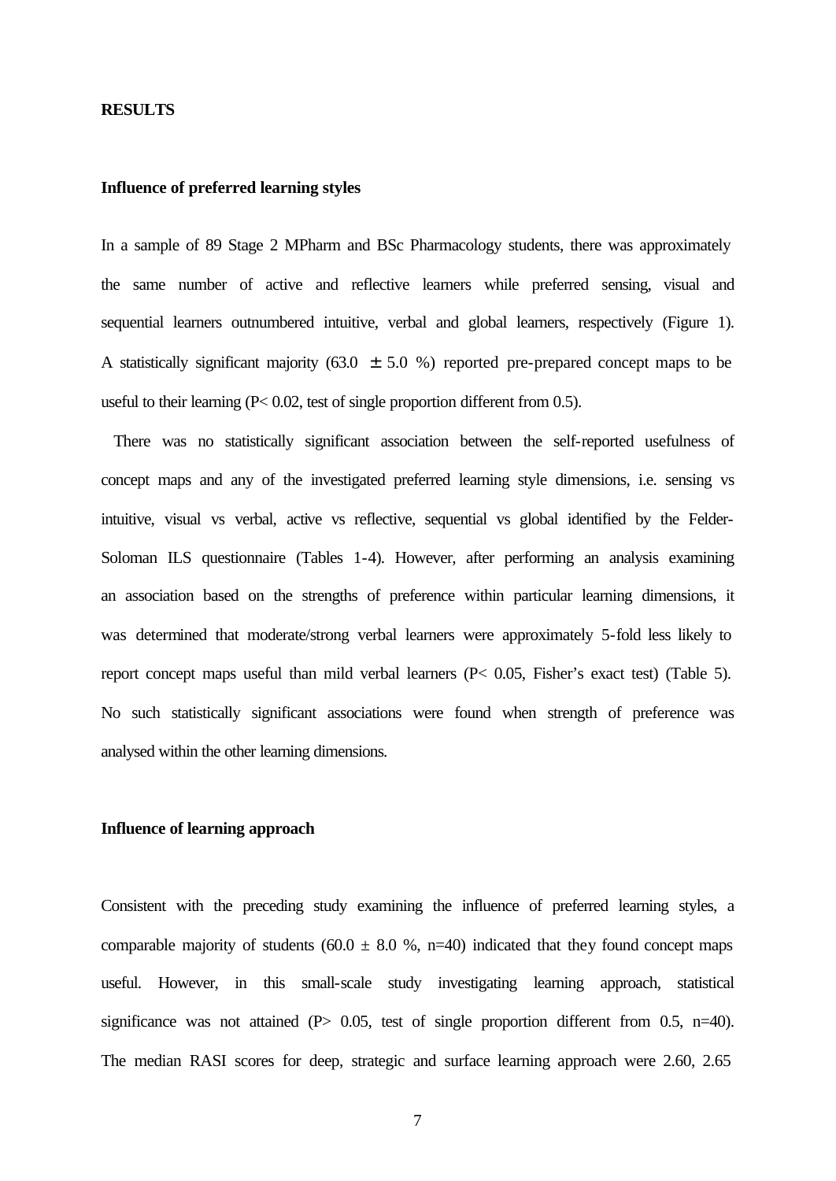## RESULTS

### Influence of preferred learning styles

In a sample of 89 Stage 2 MPharm and BSc Pharmacology students, there was approximately the same number of active and reflective learners while preferred sensing, visual and sequential learners outnumbered intuitive, verbal and global learners, respectively (Figure 1). A statistically significant majority (63.0 $\pm$ 5.0 %) reported pre-prepared concept maps to be useful to their learning ($P < 0.02$, test of single proportion different from 0.5).

There was no statistically significant association between the self-reported usefulness of concept maps and any of the investigated preferred learning style dimensions, i.e. sensing vs intuitive, visual vs verbal, active vs reflective, sequential vs global identified by the Felder-Soloman ILS questionnaire (Tables 1-4). However, after performing an analysis examining an association based on the strengths of preference within particular learning dimensions, it was determined that moderate/strong verbal learners were approximately 5-fold less likely to report concept maps useful than mild verbal learners ($P < 0.05$, Fisher's exact test) (Table 5). No such statistically significant associations were found when strength of preference was analysed within the other learning dimensions.

### Influence of learning approach

Consistent with the preceding study examining the influence of preferred learning styles, a comparable majority of students (60.0 $\pm$ 8.0 %, $n=40$) indicated that they found concept maps useful. However, in this small-scale study investigating learning approach, statistical significance was not attained ($P > 0.05$, test of single proportion different from 0.5, $n=40$). The median RASI scores for deep, strategic and surface learning approach were 2.60, 2.65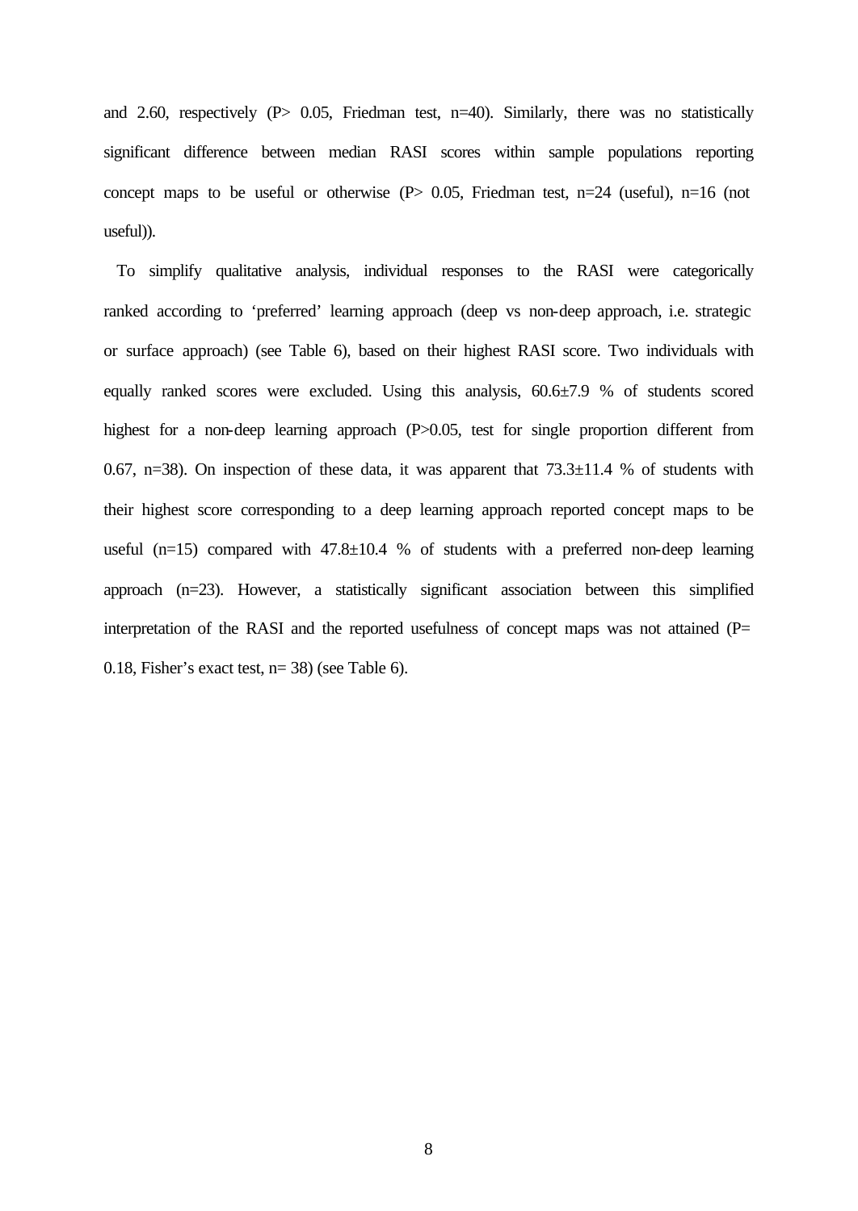and 2.60, respectively ($P > 0.05$, Friedman test, n=40). Similarly, there was no statistically significant difference between median RASI scores within sample populations reporting concept maps to be useful or otherwise ($P > 0.05$, Friedman test, n=24 (useful), n=16 (not useful)).

To simplify qualitative analysis, individual responses to the RASI were categorically ranked according to 'preferred' learning approach (deep vs non-deep approach, i.e. strategic or surface approach) (see Table 6), based on their highest RASI score. Two individuals with equally ranked scores were excluded. Using this analysis, 60.6±7.9 % of students scored highest for a non-deep learning approach ($P>0.05$, test for single proportion different from 0.67, n=38). On inspection of these data, it was apparent that 73.3±11.4 % of students with their highest score corresponding to a deep learning approach reported concept maps to be useful (n=15) compared with 47.8±10.4 % of students with a preferred non-deep learning approach (n=23). However, a statistically significant association between this simplified interpretation of the RASI and the reported usefulness of concept maps was not attained ($P= 0.18$, Fisher's exact test, n= 38) (see Table 6).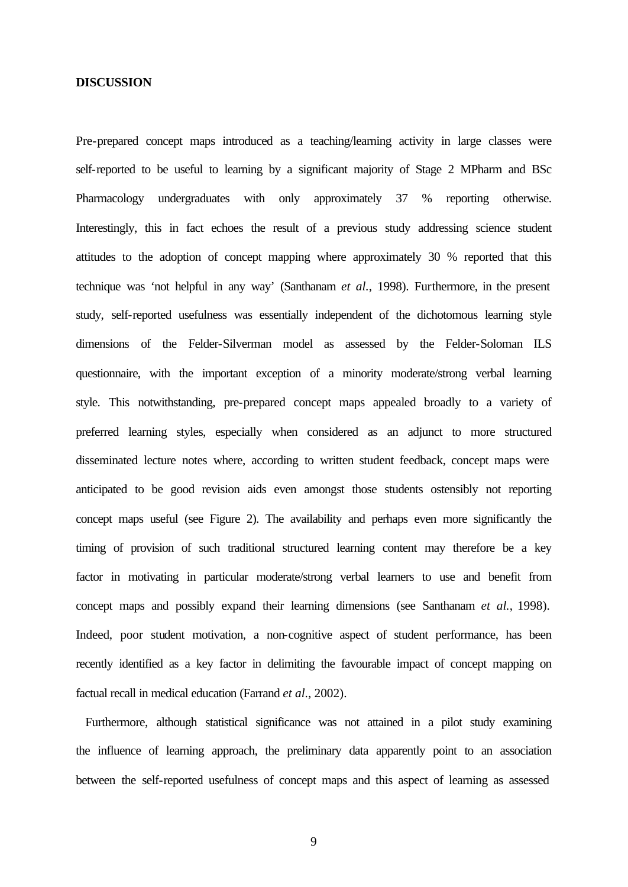## DISCUSSION

Pre-prepared concept maps introduced as a teaching/learning activity in large classes were self-reported to be useful to learning by a significant majority of Stage 2 MPharm and BSc Pharmacology undergraduates with only approximately 37 % reporting otherwise. Interestingly, this in fact echoes the result of a previous study addressing science student attitudes to the adoption of concept mapping where approximately 30 % reported that this technique was 'not helpful in any way' (Santhanam *et al.*, 1998). Furthermore, in the present study, self-reported usefulness was essentially independent of the dichotomous learning style dimensions of the Felder-Silverman model as assessed by the Felder-Soloman ILS questionnaire, with the important exception of a minority moderate/strong verbal learning style. This notwithstanding, pre-prepared concept maps appealed broadly to a variety of preferred learning styles, especially when considered as an adjunct to more structured disseminated lecture notes where, according to written student feedback, concept maps were anticipated to be good revision aids even amongst those students ostensibly not reporting concept maps useful (see Figure 2). The availability and perhaps even more significantly the timing of provision of such traditional structured learning content may therefore be a key factor in motivating in particular moderate/strong verbal learners to use and benefit from concept maps and possibly expand their learning dimensions (see Santhanam *et al.*, 1998). Indeed, poor student motivation, a non-cognitive aspect of student performance, has been recently identified as a key factor in delimiting the favourable impact of concept mapping on factual recall in medical education (Farrand *et al*., 2002).

Furthermore, although statistical significance was not attained in a pilot study examining the influence of learning approach, the preliminary data apparently point to an association between the self-reported usefulness of concept maps and this aspect of learning as assessed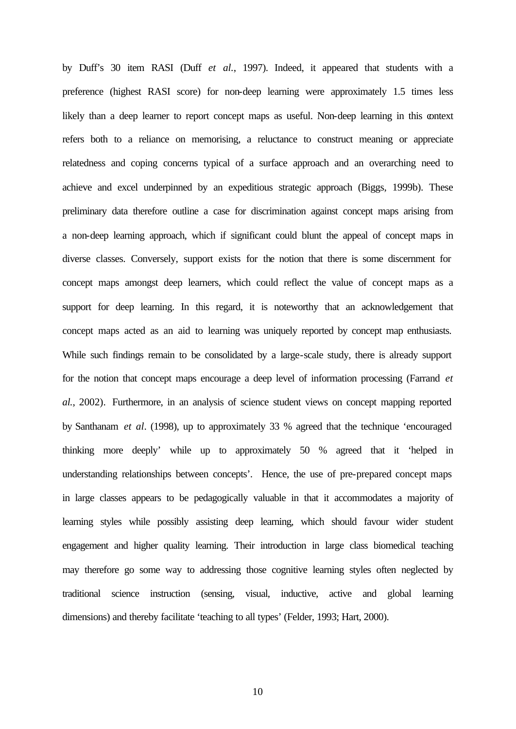by Duff's 30 item RASI (Duff *et al.*, 1997). Indeed, it appeared that students with a preference (highest RASI score) for non-deep learning were approximately 1.5 times less likely than a deep learner to report concept maps as useful. Non-deep learning in this context refers both to a reliance on memorising, a reluctance to construct meaning or appreciate relatedness and coping concerns typical of a surface approach and an overarching need to achieve and excel underpinned by an expeditious strategic approach (Biggs, 1999b). These preliminary data therefore outline a case for discrimination against concept maps arising from a non-deep learning approach, which if significant could blunt the appeal of concept maps in diverse classes. Conversely, support exists for the notion that there is some discernment for concept maps amongst deep learners, which could reflect the value of concept maps as a support for deep learning. In this regard, it is noteworthy that an acknowledgement that concept maps acted as an aid to learning was uniquely reported by concept map enthusiasts. While such findings remain to be consolidated by a large-scale study, there is already support for the notion that concept maps encourage a deep level of information processing (Farrand *et al.*, 2002). Furthermore, in an analysis of science student views on concept mapping reported by Santhanam *et al*. (1998), up to approximately 33 % agreed that the technique 'encouraged thinking more deeply' while up to approximately 50 % agreed that it 'helped in understanding relationships between concepts'. Hence, the use of pre-prepared concept maps in large classes appears to be pedagogically valuable in that it accommodates a majority of learning styles while possibly assisting deep learning, which should favour wider student engagement and higher quality learning. Their introduction in large class biomedical teaching may therefore go some way to addressing those cognitive learning styles often neglected by traditional science instruction (sensing, visual, inductive, active and global learning dimensions) and thereby facilitate 'teaching to all types' (Felder, 1993; Hart, 2000).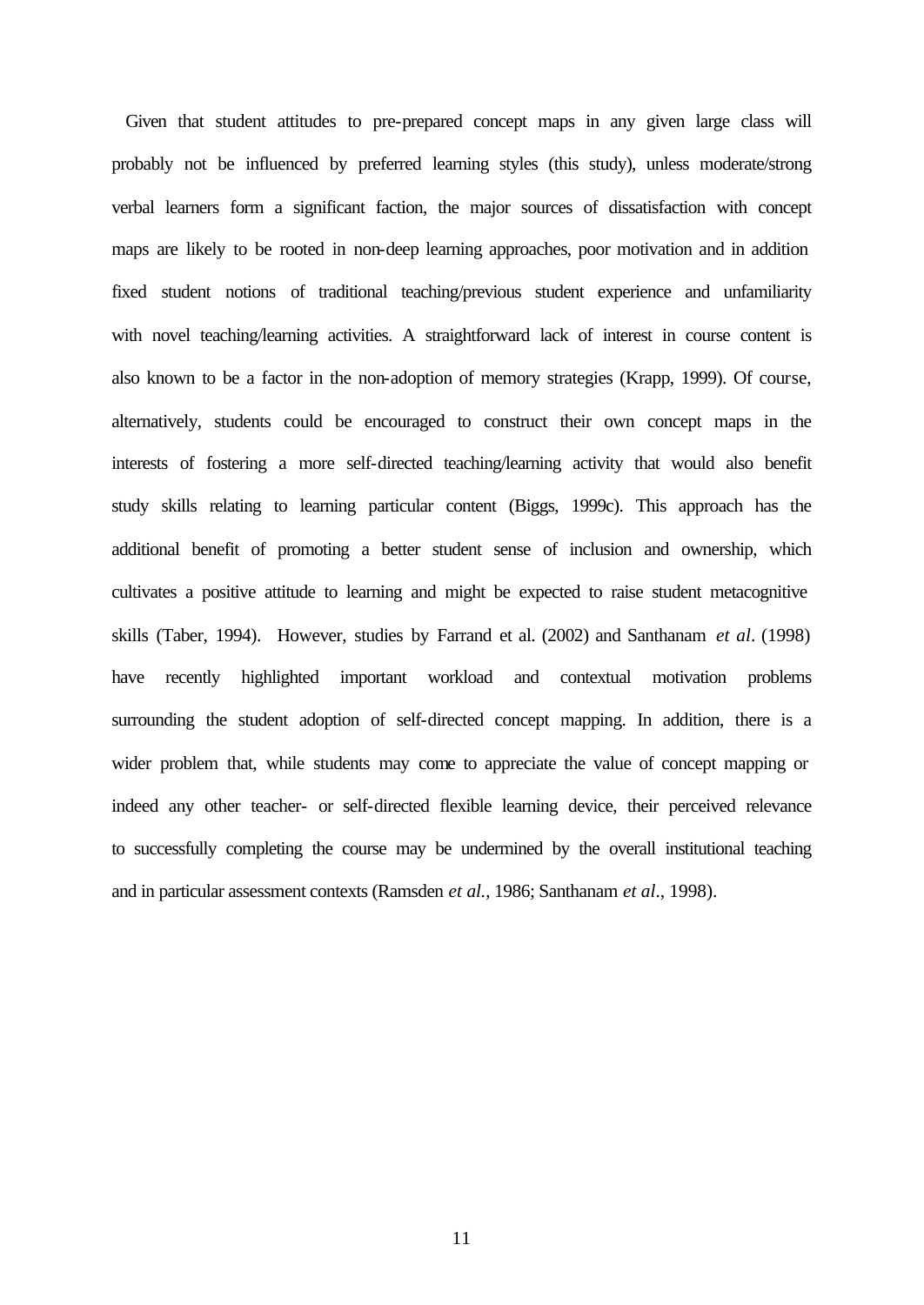Given that student attitudes to pre-prepared concept maps in any given large class will probably not be influenced by preferred learning styles (this study), unless moderate/strong verbal learners form a significant faction, the major sources of dissatisfaction with concept maps are likely to be rooted in non-deep learning approaches, poor motivation and in addition fixed student notions of traditional teaching/previous student experience and unfamiliarity with novel teaching/learning activities. A straightforward lack of interest in course content is also known to be a factor in the non-adoption of memory strategies (Krapp, 1999). Of course, alternatively, students could be encouraged to construct their own concept maps in the interests of fostering a more self-directed teaching/learning activity that would also benefit study skills relating to learning particular content (Biggs, 1999c). This approach has the additional benefit of promoting a better student sense of inclusion and ownership, which cultivates a positive attitude to learning and might be expected to raise student metacognitive skills (Taber, 1994). However, studies by Farrand et al. (2002) and Santhanam *et al*. (1998) have recently highlighted important workload and contextual motivation problems surrounding the student adoption of self-directed concept mapping. In addition, there is a wider problem that, while students may come to appreciate the value of concept mapping or indeed any other teacher- or self-directed flexible learning device, their perceived relevance to successfully completing the course may be undermined by the overall institutional teaching and in particular assessment contexts (Ramsden *et al.*, 1986; Santhanam *et al*., 1998).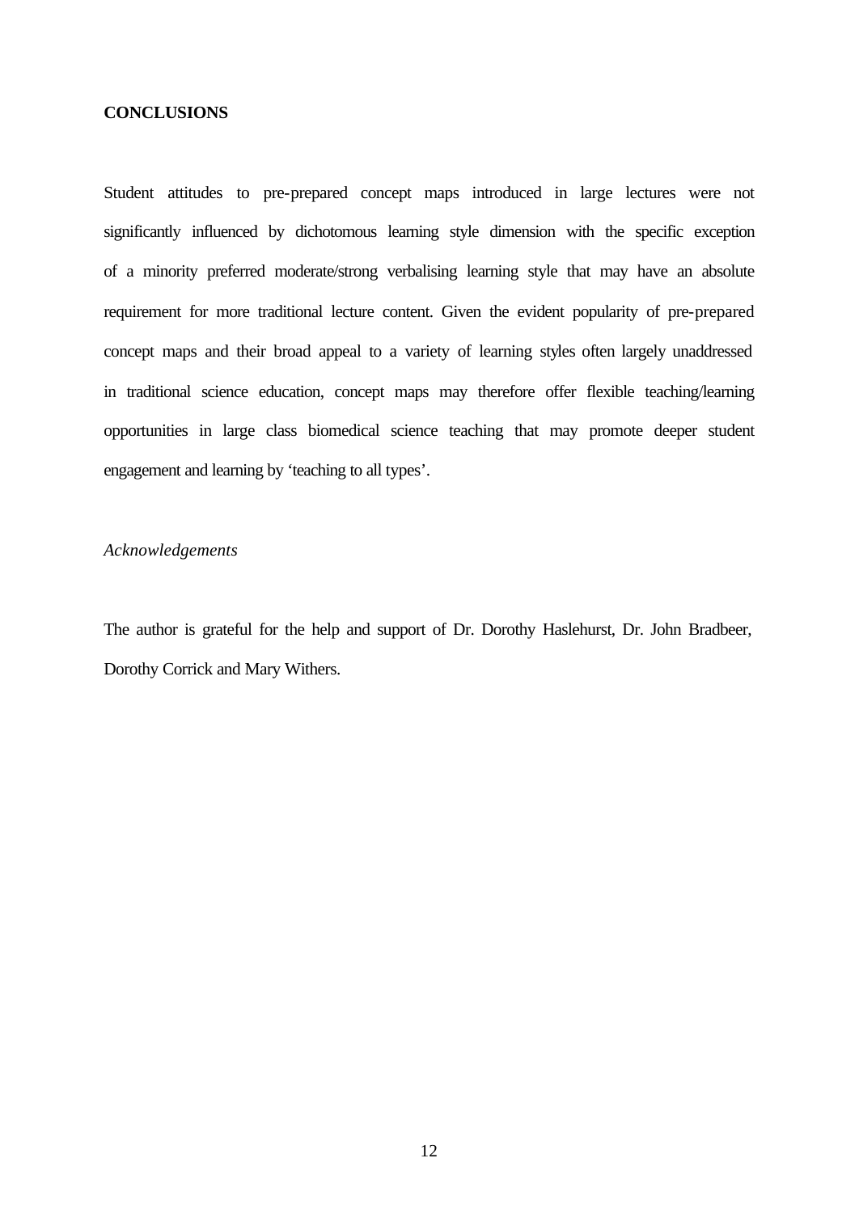## CONCLUSIONS

Student attitudes to pre-prepared concept maps introduced in large lectures were not significantly influenced by dichotomous learning style dimension with the specific exception of a minority preferred moderate/strong verbalising learning style that may have an absolute requirement for more traditional lecture content. Given the evident popularity of pre-prepared concept maps and their broad appeal to a variety of learning styles often largely unaddressed in traditional science education, concept maps may therefore offer flexible teaching/learning opportunities in large class biomedical science teaching that may promote deeper student engagement and learning by 'teaching to all types'.

*Acknowledgements*

The author is grateful for the help and support of Dr. Dorothy Haslehurst, Dr. John Bradbeer, Dorothy Corrick and Mary Withers.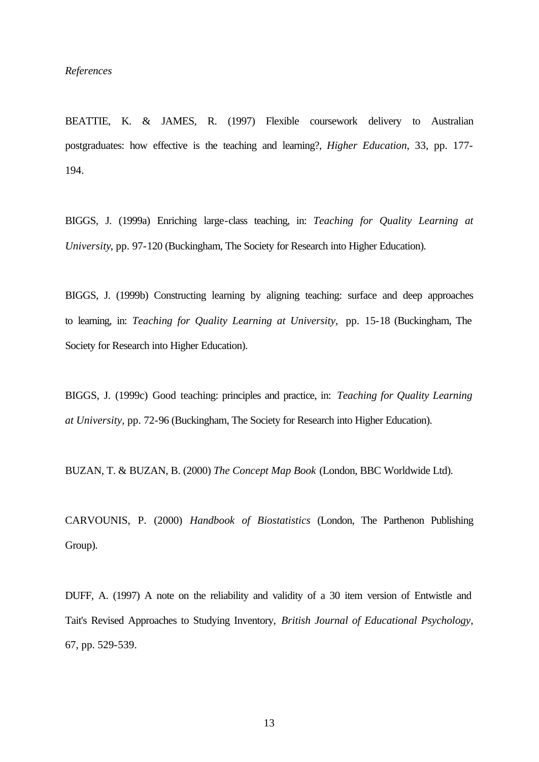*References*

BEATTIE, K. & JAMES, R. (1997) Flexible coursework delivery to Australian postgraduates: how effective is the teaching and learning?, *Higher Education*, 33, pp. 177-194.

BIGGS, J. (1999a) Enriching large-class teaching, in: *Teaching for Quality Learning at University*, pp. 97-120 (Buckingham, The Society for Research into Higher Education).

BIGGS, J. (1999b) Constructing learning by aligning teaching: surface and deep approaches to learning, in: *Teaching for Quality Learning at University*, pp. 15-18 (Buckingham, The Society for Research into Higher Education).

BIGGS, J. (1999c) Good teaching: principles and practice, in: *Teaching for Quality Learning at University*, pp. 72-96 (Buckingham, The Society for Research into Higher Education).

BUZAN, T. & BUZAN, B. (2000) *The Concept Map Book* (London, BBC Worldwide Ltd).

CARVOUNIS, P. (2000) *Handbook of Biostatistics* (London, The Parthenon Publishing Group).

DUFF, A. (1997) A note on the reliability and validity of a 30 item version of Entwistle and Tait's Revised Approaches to Studying Inventory, *British Journal of Educational Psychology*, 67, pp. 529-539.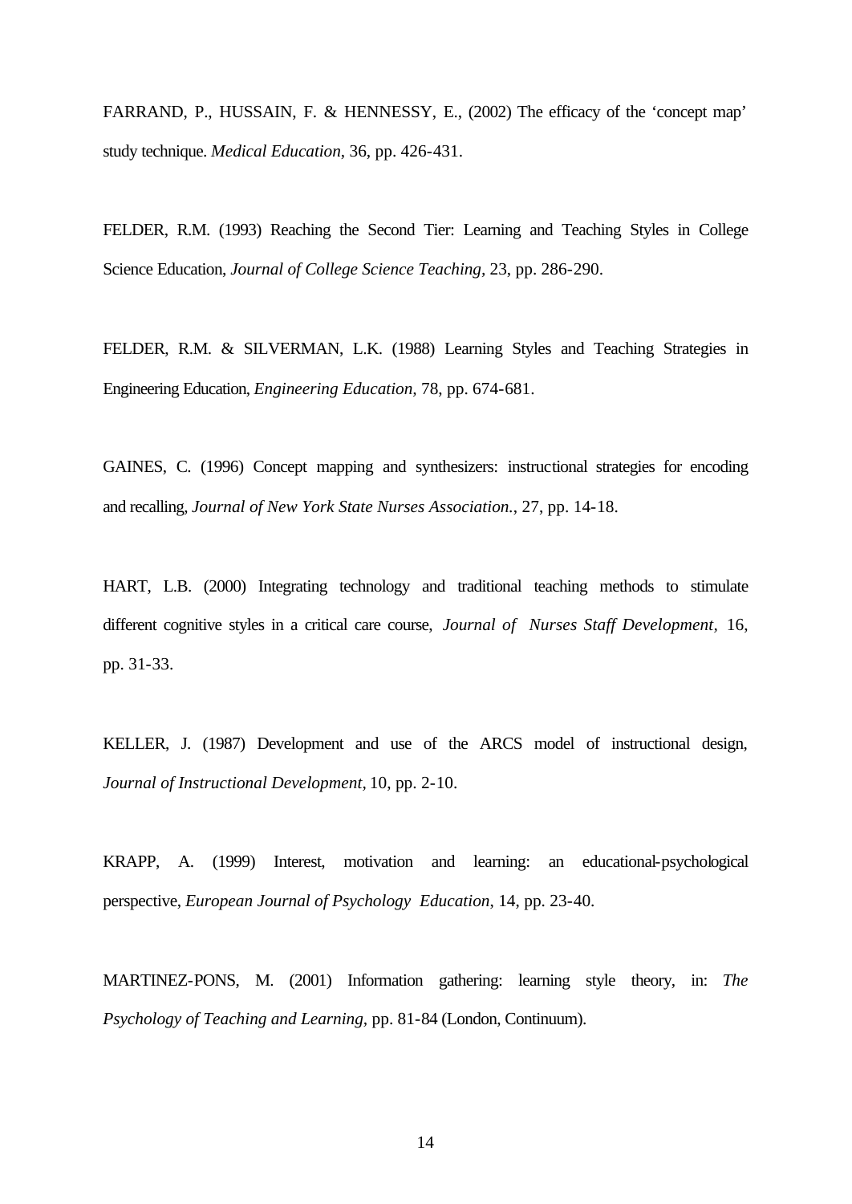FARRAND, P., HUSSAIN, F. & HENNESSY, E., (2002) The efficacy of the 'concept map' study technique. *Medical Education*, 36, pp. 426-431.

FELDER, R.M. (1993) Reaching the Second Tier: Learning and Teaching Styles in College Science Education, *Journal of College Science Teaching*, 23, pp. 286-290.

FELDER, R.M. & SILVERMAN, L.K. (1988) Learning Styles and Teaching Strategies in Engineering Education, *Engineering Education*, 78, pp. 674-681.

GAINES, C. (1996) Concept mapping and synthesizers: instructional strategies for encoding and recalling, *Journal of New York State Nurses Association.*, 27, pp. 14-18.

HART, L.B. (2000) Integrating technology and traditional teaching methods to stimulate different cognitive styles in a critical care course, *Journal of Nurses Staff Development*, 16, pp. 31-33.

KELLER, J. (1987) Development and use of the ARCS model of instructional design, *Journal of Instructional Development*, 10, pp. 2-10.

KRAPP, A. (1999) Interest, motivation and learning: an educational-psychological perspective, *European Journal of Psychology Education*, 14, pp. 23-40.

MARTINEZ-PONS, M. (2001) Information gathering: learning style theory, in: *The Psychology of Teaching and Learning*, pp. 81-84 (London, Continuum).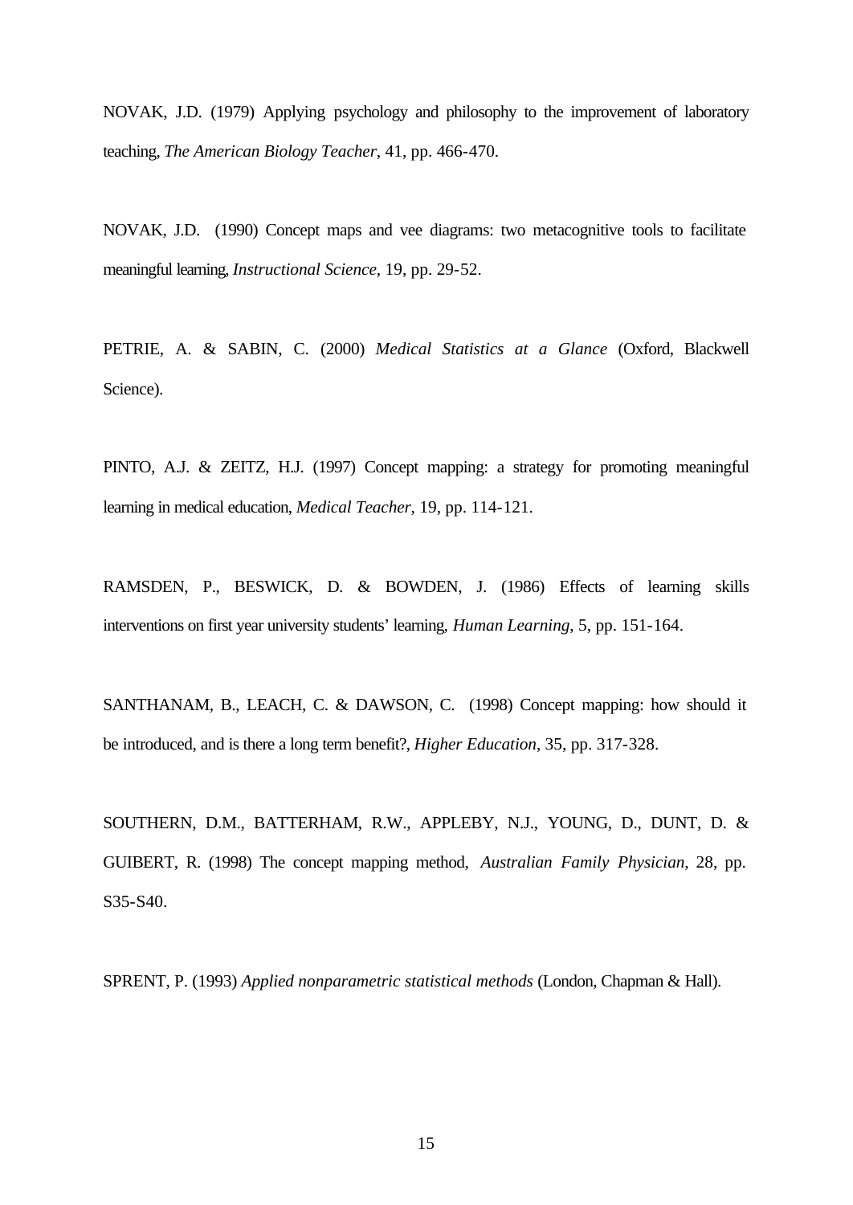NOVAK, J.D. (1979) Applying psychology and philosophy to the improvement of laboratory teaching, *The American Biology Teacher*, 41, pp. 466-470.

NOVAK, J.D. (1990) Concept maps and vee diagrams: two metacognitive tools to facilitate meaningful learning, *Instructional Science*, 19, pp. 29-52.

PETRIE, A. & SABIN, C. (2000) *Medical Statistics at a Glance* (Oxford, Blackwell Science).

PINTO, A.J. & ZEITZ, H.J. (1997) Concept mapping: a strategy for promoting meaningful learning in medical education, *Medical Teacher*, 19, pp. 114-121.

RAMSDEN, P., BESWICK, D. & BOWDEN, J. (1986) Effects of learning skills interventions on first year university students' learning, *Human Learning*, 5, pp. 151-164.

SANTHANAM, B., LEACH, C. & DAWSON, C. (1998) Concept mapping: how should it be introduced, and is there a long term benefit?, *Higher Education*, 35, pp. 317-328.

SOUTHERN, D.M., BATTERHAM, R.W., APPLEBY, N.J., YOUNG, D., DUNT, D. & GUIBERT, R. (1998) The concept mapping method, *Australian Family Physician*, 28, pp. S35-S40.

SPRENT, P. (1993) *Applied nonparametric statistical methods* (London, Chapman & Hall).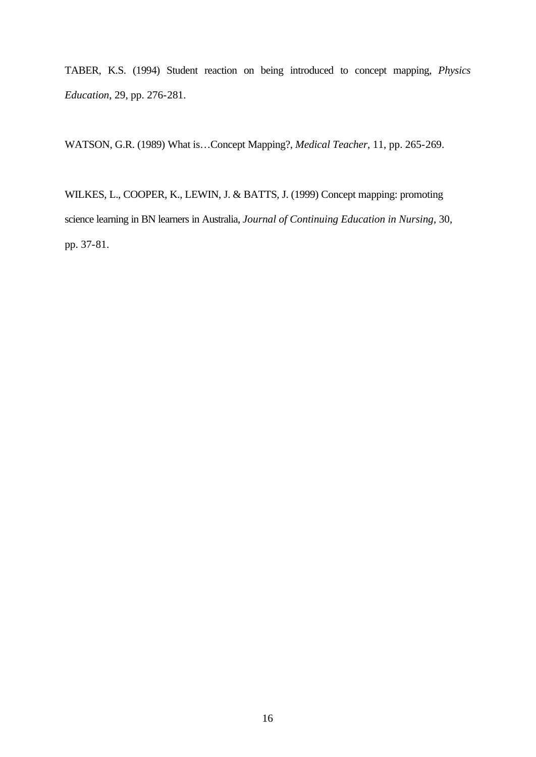TABER, K.S. (1994) Student reaction on being introduced to concept mapping, *Physics Education*, 29, pp. 276-281.

WATSON, G.R. (1989) What is…Concept Mapping?, *Medical Teacher*, 11, pp. 265-269.

WILKES, L., COOPER, K., LEWIN, J. & BATTS, J. (1999) Concept mapping: promoting science learning in BN learners in Australia, *Journal of Continuing Education in Nursing*, 30, pp. 37-81.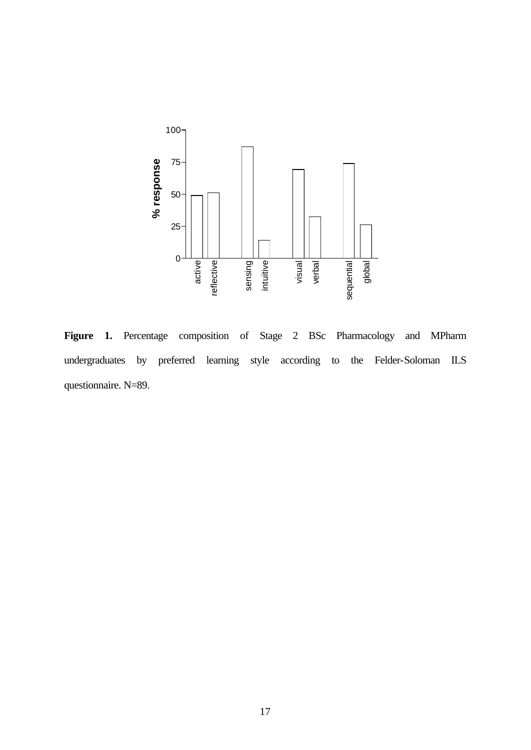**Figure 1.** Percentage composition of Stage 2 BSc Pharmacology and MPharm undergraduates by preferred learning style according to the Felder-Soloman ILS questionnaire. N=89.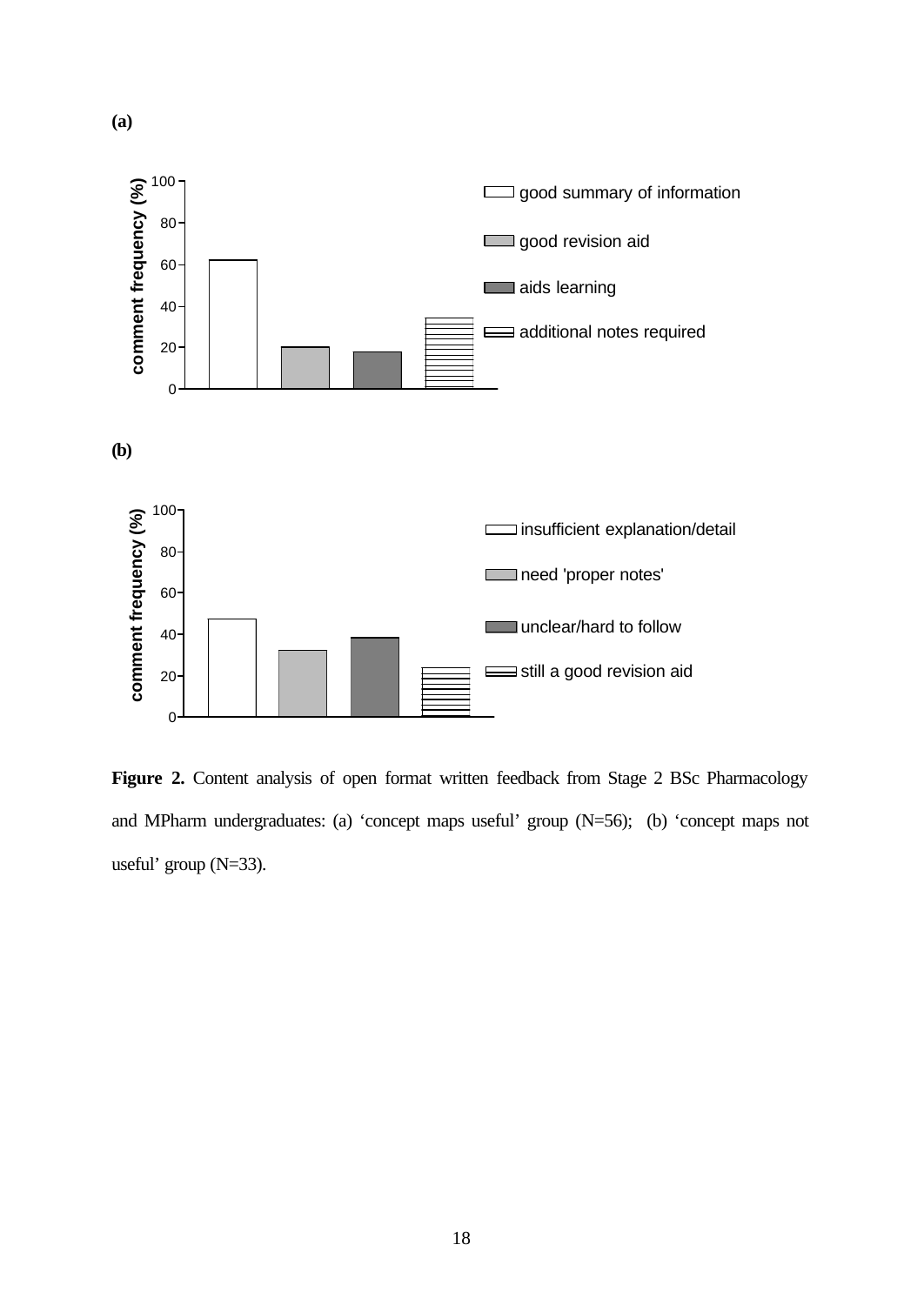**(a)**

**(b)**

**Figure 2.** Content analysis of open format written feedback from Stage 2 BSc Pharmacology and MPharm undergraduates: (a) 'concept maps useful' group (N=56); (b) 'concept maps not useful' group (N=33).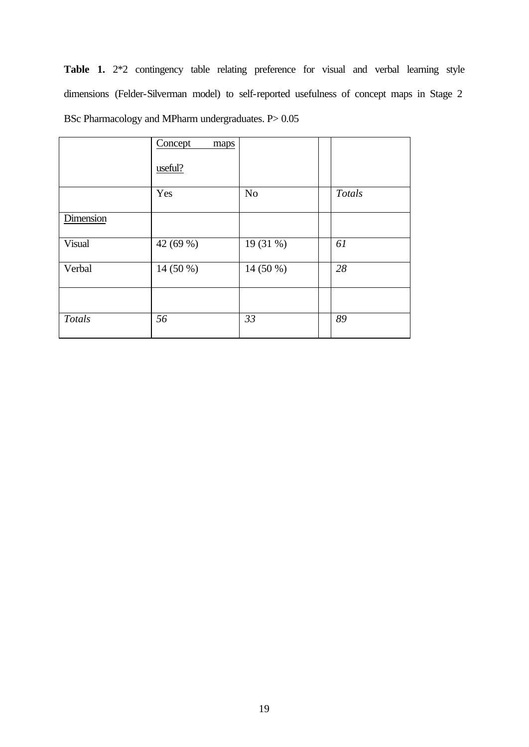**Table 1.** 2*2 contingency table relating preference for visual and verbal learning style dimensions (Felder-Silverman model) to self-reported usefulness of concept maps in Stage 2 BSc Pharmacology and MPharm undergraduates. P> 0.05

| | Concept maps useful? | | | |
|---|---|---|---|---|
| | Yes | No | | *Totals* |
| Dimension | | | | |
| Visual | 42 (69 %) | 19 (31 %) | | *61* |
| Verbal | 14 (50 %) | 14 (50 %) | | *28* |
| | | | | |
| *Totals* | *56* | *33* | | *89* |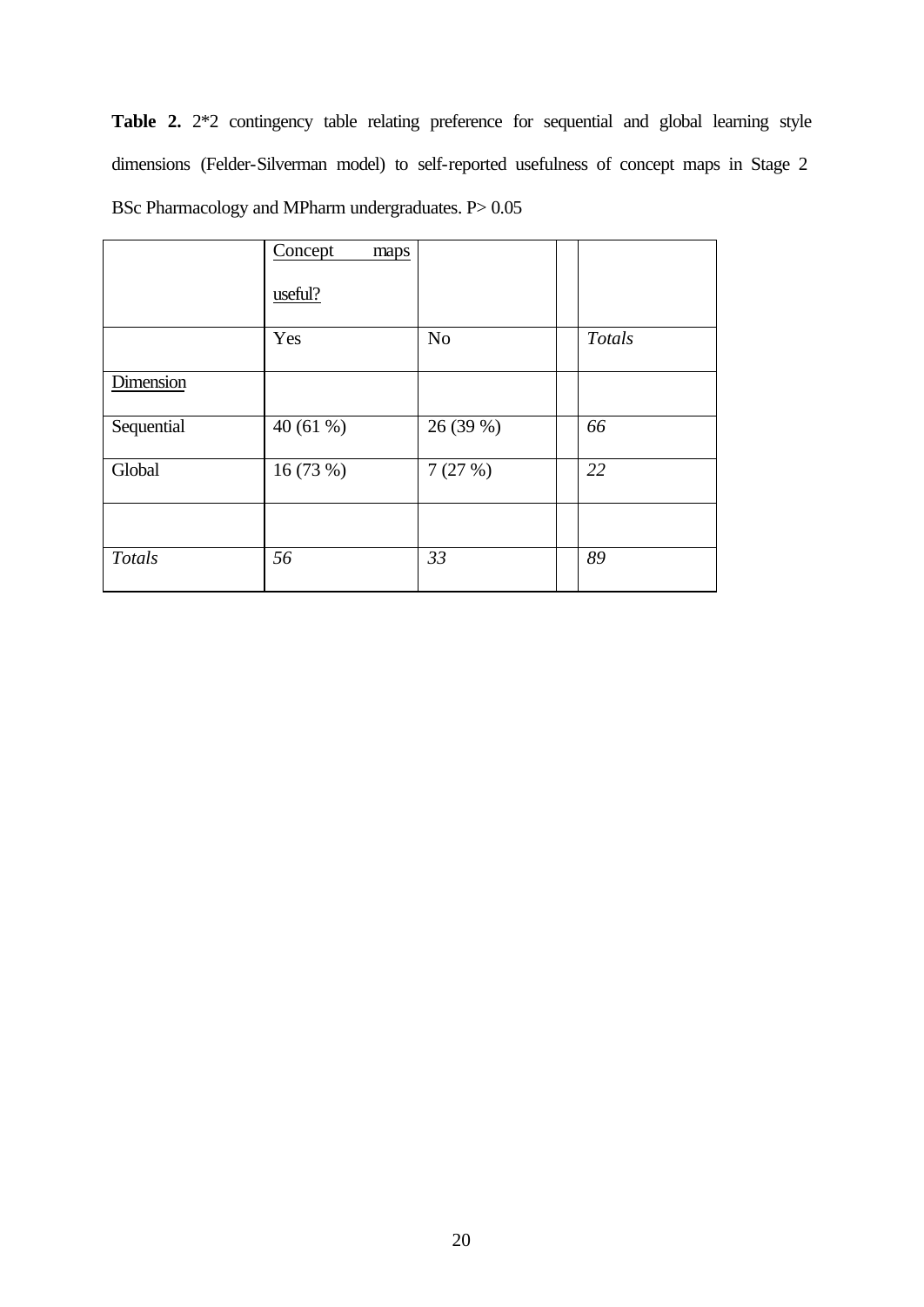**Table 2.** 2*2 contingency table relating preference for sequential and global learning style dimensions (Felder-Silverman model) to self-reported usefulness of concept maps in Stage 2 BSc Pharmacology and MPharm undergraduates. $P > 0.05$

| | Concept maps useful? | | | |
|---|---|---|---|---|
| | Yes | No | | *Totals* |
| Dimension | | | | |
| Sequential | 40 (61 %) | 26 (39 %) | | *66* |
| Global | 16 (73 %) | 7 (27 %) | | *22* |
| | | | | |
| *Totals* | *56* | *33* | | *89* |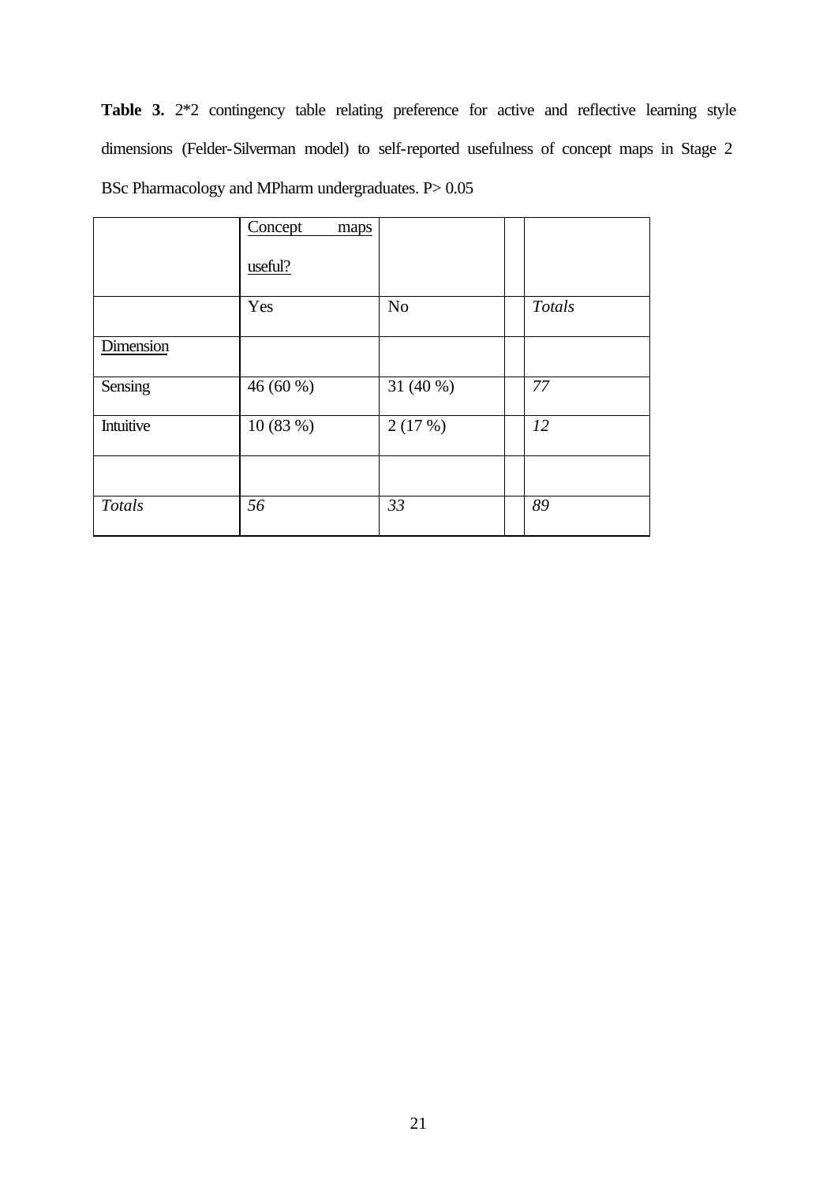**Table 3.** 2*2 contingency table relating preference for active and reflective learning style dimensions (Felder-Silverman model) to self-reported usefulness of concept maps in Stage 2 BSc Pharmacology and MPharm undergraduates. P> 0.05

| | Concept maps useful? | | | |
|---|---|---|---|---|
| | Yes | No | | *Totals* |
| Dimension | | | | |
| Sensing | 46 (60 %) | 31 (40 %) | | *77* |
| Intuitive | 10 (83 %) | 2 (17 %) | | *12* |
| | | | | |
| *Totals* | *56* | *33* | | *89* |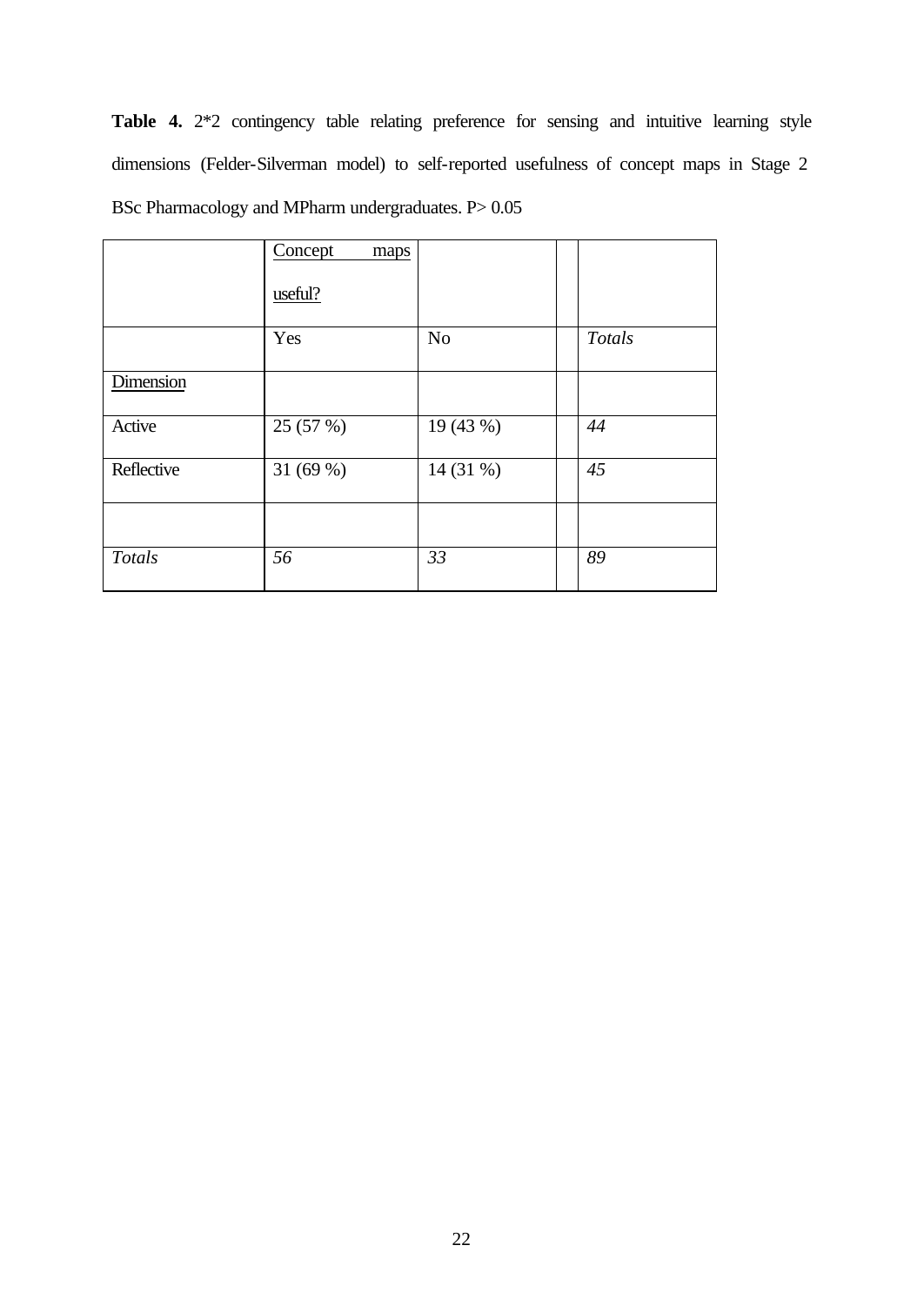**Table 4.** 2*2 contingency table relating preference for sensing and intuitive learning style dimensions (Felder-Silverman model) to self-reported usefulness of concept maps in Stage 2 BSc Pharmacology and MPharm undergraduates. P> 0.05

| | Concept maps useful? | | | |
|---|---|---|---|---|
| | Yes | No | | *Totals* |
| Dimension | | | | |
| Active | 25 (57 %) | 19 (43 %) | | *44* |
| Reflective | 31 (69 %) | 14 (31 %) | | *45* |
| | | | | |
| *Totals* | *56* | *33* | | *89* |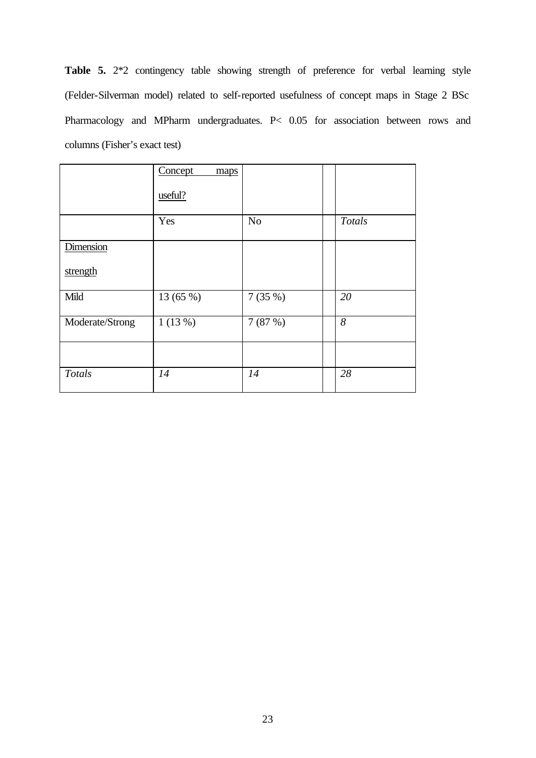**Table 5.** 2*2 contingency table showing strength of preference for verbal learning style (Felder-Silverman model) related to self-reported usefulness of concept maps in Stage 2 BSc Pharmacology and MPharm undergraduates. $P < 0.05$ for association between rows and columns (Fisher's exact test)

| | Concept maps useful? | | | |
|---|---|---|---|---|
| | Yes | No | | *Totals* |
| Dimension strength | | | | |
| Mild | 13 (65 %) | 7 (35 %) | | *20* |
| Moderate/Strong | 1 (13 %) | 7 (87 %) | | *8* |
| | | | | |
| *Totals* | *14* | *14* | | *28* |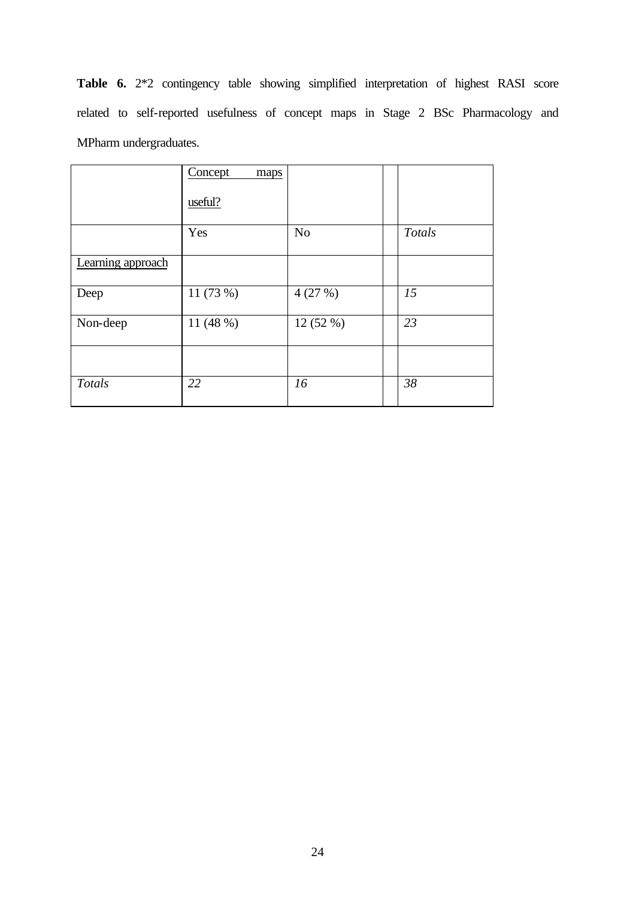**Table 6.** 2*2 contingency table showing simplified interpretation of highest RASI score related to self-reported usefulness of concept maps in Stage 2 BSc Pharmacology and MPharm undergraduates.

| | Concept maps useful? | | | |
|---|---|---|---|---|
| | Yes | No | | *Totals* |
| Learning approach | | | | |
| Deep | 11 (73 %) | 4 (27 %) | | *15* |
| Non-deep | 11 (48 %) | 12 (52 %) | | *23* |
| | | | | |
| *Totals* | *22* | *16* | | *38* |